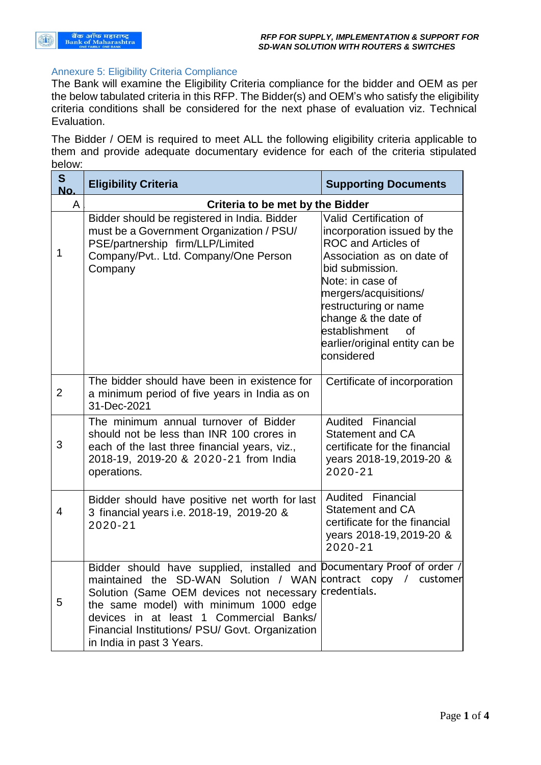## Annexure 5: Eligibility Criteria Compliance

The Bank will examine the Eligibility Criteria compliance for the bidder and OEM as per the below tabulated criteria in this RFP. The Bidder(s) and OEM's who satisfy the eligibility criteria conditions shall be considered for the next phase of evaluation viz. Technical Evaluation.

The Bidder / OEM is required to meet ALL the following eligibility criteria applicable to them and provide adequate documentary evidence for each of the criteria stipulated below:

| S No. | Eligibility Criteria | Supporting Documents |
|---|---|---|
| A | **Criteria to be met by the Bidder** | |
| 1 | Bidder should be registered in India. Bidder must be a Government Organization / PSU/ PSE/partnership firm/LLP/Limited Company/Pvt.. Ltd. Company/One Person Company | Valid Certification of incorporation issued by the ROC and Articles of Association as on date of bid submission.<br>Note: in case of mergers/acquisitions/ restructuring or name change & the date of establishment of earlier/original entity can be considered |
| 2 | The bidder should have been in existence for a minimum period of five years in India as on 31-Dec-2021 | Certificate of incorporation |
| 3 | The minimum annual turnover of Bidder should not be less than INR 100 crores in each of the last three financial years, viz., 2018-19, 2019-20 & 2020-21 from India operations. | Audited Financial Statement and CA certificate for the financial years 2018-19, 2019-20 & 2020-21 |
| 4 | Bidder should have positive net worth for last 3 financial years i.e. 2018-19, 2019-20 & 2020-21 | Audited Financial Statement and CA certificate for the financial years 2018-19, 2019-20 & 2020-21 |
| 5 | Bidder should have supplied, installed and maintained the SD-WAN Solution / WAN Solution (Same OEM devices not necessary the same model) with minimum 1000 edge devices in at least 1 Commercial Banks/ Financial Institutions/ PSU/ Govt. Organization in India in past 3 Years. | Documentary Proof of order / contract copy / customer credentials. |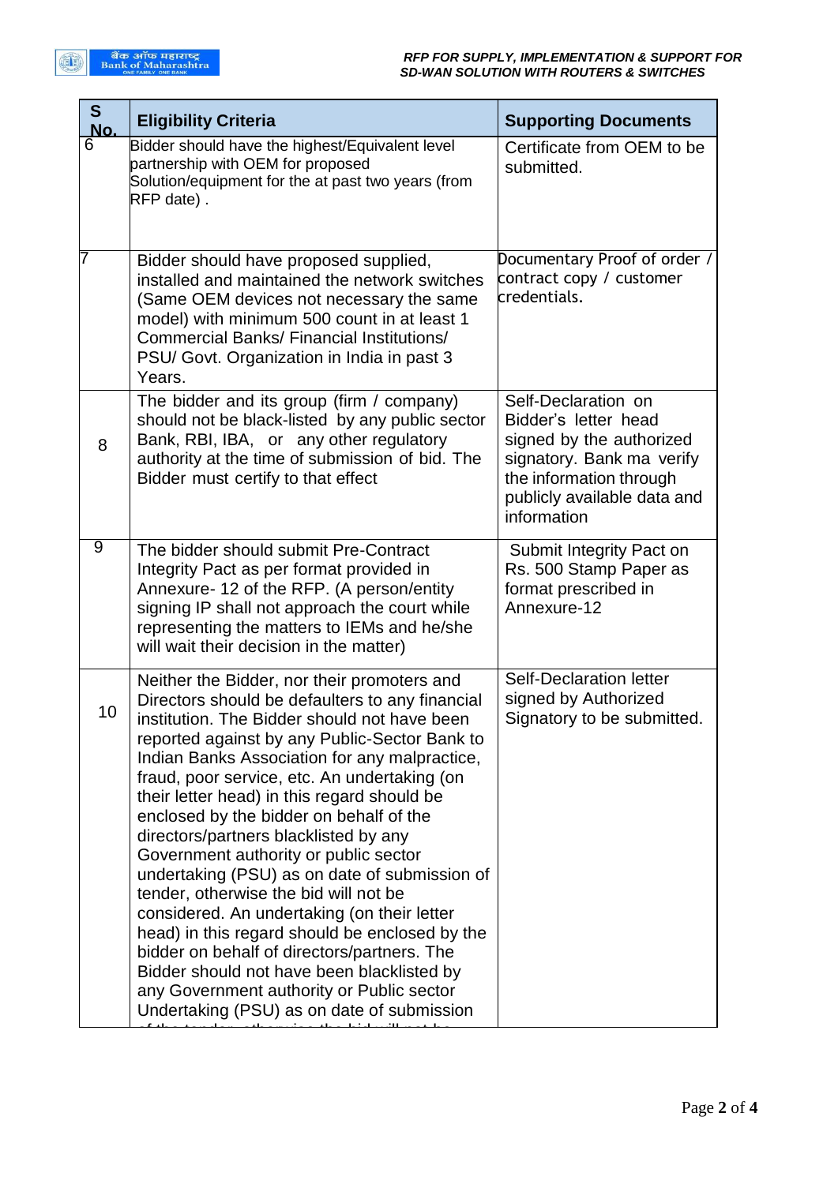| S No. | Eligibility Criteria | Supporting Documents |
|---|---|---|
| 6 | Bidder should have the highest/Equivalent level partnership with OEM for proposed Solution/equipment for the at past two years (from RFP date) . | Certificate from OEM to be submitted. |
| 7 | Bidder should have proposed supplied, installed and maintained the network switches (Same OEM devices not necessary the same model) with minimum 500 count in at least 1 Commercial Banks/ Financial Institutions/ PSU/ Govt. Organization in India in past 3 Years. | Documentary Proof of order / contract copy / customer credentials. |
| 8 | The bidder and its group (firm / company) should not be black-listed by any public sector Bank, RBI, IBA, or any other regulatory authority at the time of submission of bid. The Bidder must certify to that effect | Self-Declaration on Bidder's letter head signed by the authorized signatory. Bank ma verify the information through publicly available data and information |
| 9 | The bidder should submit Pre-Contract Integrity Pact as per format provided in Annexure- 12 of the RFP. (A person/entity signing IP shall not approach the court while representing the matters to IEMs and he/she will wait their decision in the matter) | Submit Integrity Pact on Rs. 500 Stamp Paper as format prescribed in Annexure-12 |
| 10 | Neither the Bidder, nor their promoters and Directors should be defaulters to any financial institution. The Bidder should not have been reported against by any Public-Sector Bank to Indian Banks Association for any malpractice, fraud, poor service, etc. An undertaking (on their letter head) in this regard should be enclosed by the bidder on behalf of the directors/partners blacklisted by any Government authority or public sector undertaking (PSU) as on date of submission of tender, otherwise the bid will not be considered. An undertaking (on their letter head) in this regard should be enclosed by the bidder on behalf of directors/partners. The Bidder should not have been blacklisted by any Government authority or Public sector Undertaking (PSU) as on date of submission | Self-Declaration letter signed by Authorized Signatory to be submitted. |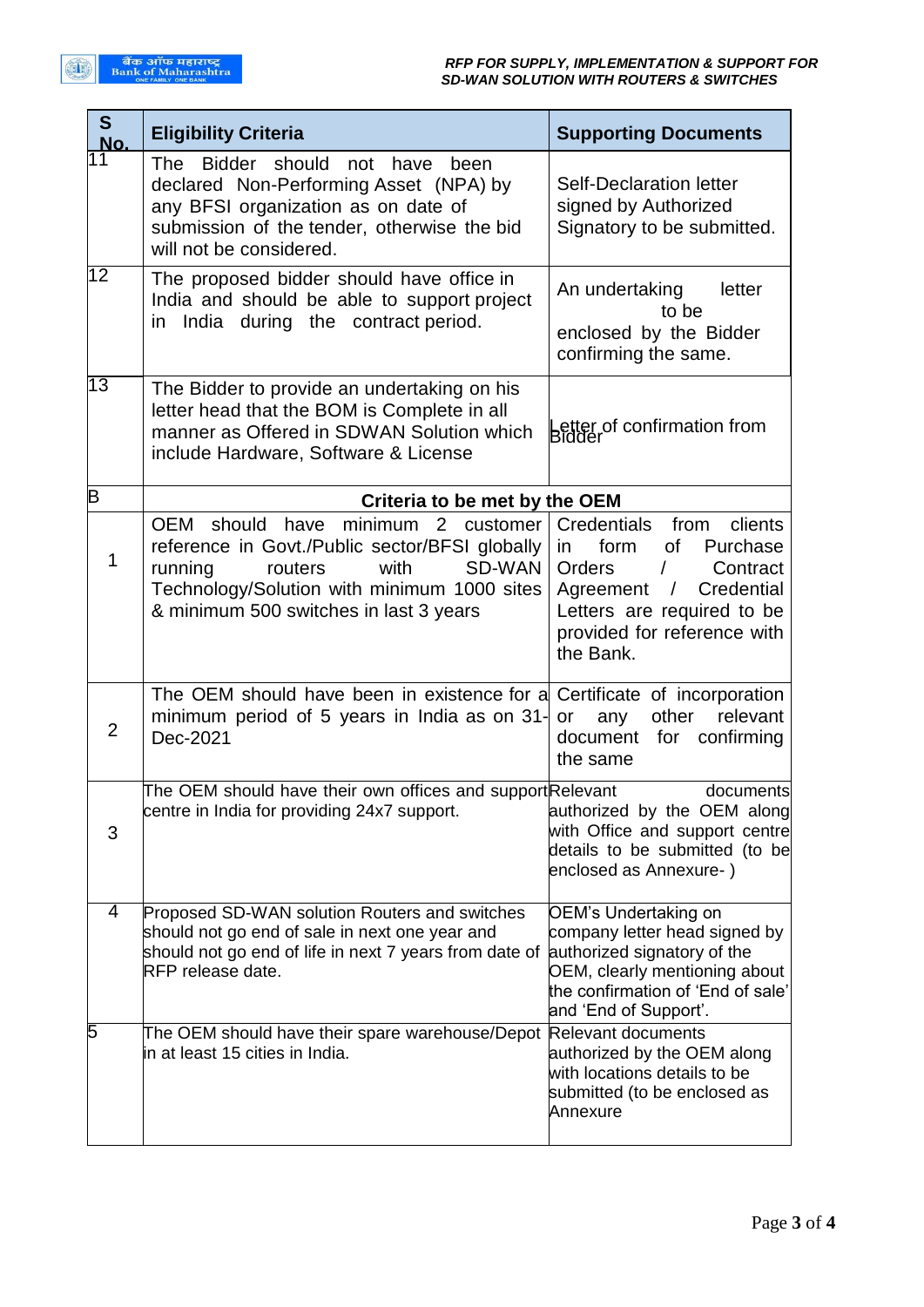| S No. | Eligibility Criteria | Supporting Documents |
|---|---|---|
| 11 | The Bidder should not have been declared Non-Performing Asset (NPA) by any BFSI organization as on date of submission of the tender, otherwise the bid will not be considered. | Self-Declaration letter signed by Authorized Signatory to be submitted. |
| 12 | The proposed bidder should have office in India and should be able to support project in India during the contract period. | An undertaking letter to be enclosed by the Bidder confirming the same. |
| 13 | The Bidder to provide an undertaking on his letter head that the BOM is Complete in all manner as Offered in SDWAN Solution which include Hardware, Software & License | Letter of confirmation from Bidder |
| B | **Criteria to be met by the OEM** | |
| 1 | OEM should have minimum 2 customer reference in Govt./Public sector/BFSI globally running routers with SD-WAN Technology/Solution with minimum 1000 sites & minimum 500 switches in last 3 years | Credentials from clients in form of Purchase Orders / Contract Agreement / Credential Letters are required to be provided for reference with the Bank. |
| 2 | The OEM should have been in existence for a minimum period of 5 years in India as on 31-Dec-2021 | Certificate of incorporation or any other relevant document for confirming the same |
| 3 | The OEM should have their own offices and support centre in India for providing 24x7 support. | Relevant documents authorized by the OEM along with Office and support centre details to be submitted (to be enclosed as Annexure- ) |
| 4 | Proposed SD-WAN solution Routers and switches should not go end of sale in next one year and should not go end of life in next 7 years from date of RFP release date. | OEM's Undertaking on company letter head signed by authorized signatory of the OEM, clearly mentioning about the confirmation of 'End of sale' and 'End of Support'. |
| 5 | The OEM should have their spare warehouse/Depot in at least 15 cities in India. | Relevant documents authorized by the OEM along with locations details to be submitted (to be enclosed as Annexure |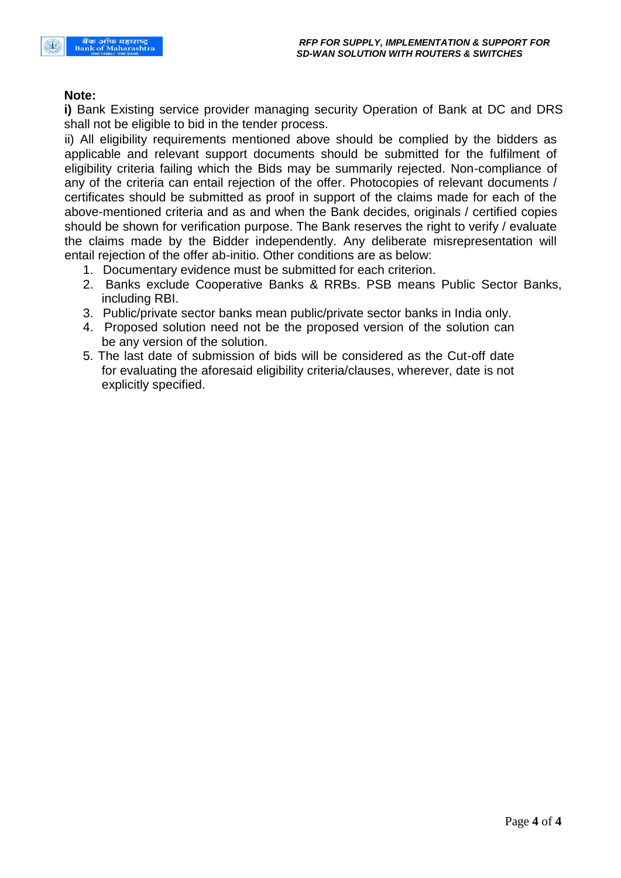**Note:**

**i)** Bank Existing service provider managing security Operation of Bank at DC and DRS shall not be eligible to bid in the tender process.

ii) All eligibility requirements mentioned above should be complied by the bidders as applicable and relevant support documents should be submitted for the fulfilment of eligibility criteria failing which the Bids may be summarily rejected. Non-compliance of any of the criteria can entail rejection of the offer. Photocopies of relevant documents / certificates should be submitted as proof in support of the claims made for each of the above-mentioned criteria and as and when the Bank decides, originals / certified copies should be shown for verification purpose. The Bank reserves the right to verify / evaluate the claims made by the Bidder independently. Any deliberate misrepresentation will entail rejection of the offer ab-initio. Other conditions are as below:

1. Documentary evidence must be submitted for each criterion.
2. Banks exclude Cooperative Banks & RRBs. PSB means Public Sector Banks, including RBI.
3. Public/private sector banks mean public/private sector banks in India only.
4. Proposed solution need not be the proposed version of the solution can be any version of the solution.
5. The last date of submission of bids will be considered as the Cut-off date for evaluating the aforesaid eligibility criteria/clauses, wherever, date is not explicitly specified.